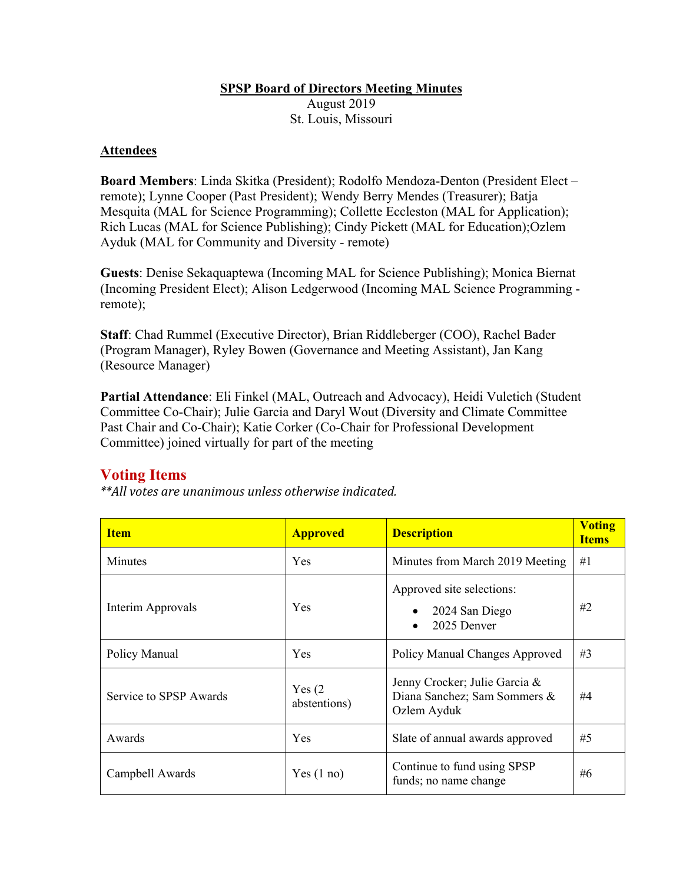**SPSP Board of Directors Meeting Minutes**
August 2019
St. Louis, Missouri

**Attendees**

**Board Members**: Linda Skitka (President); Rodolfo Mendoza-Denton (President Elect – remote); Lynne Cooper (Past President); Wendy Berry Mendes (Treasurer); Batja Mesquita (MAL for Science Programming); Collette Eccleston (MAL for Application); Rich Lucas (MAL for Science Publishing); Cindy Pickett (MAL for Education);Ozlem Ayduk (MAL for Community and Diversity - remote)

**Guests**: Denise Sekaquaptewa (Incoming MAL for Science Publishing); Monica Biernat (Incoming President Elect); Alison Ledgerwood (Incoming MAL Science Programming - remote);

**Staff**: Chad Rummel (Executive Director), Brian Riddleberger (COO), Rachel Bader (Program Manager), Ryley Bowen (Governance and Meeting Assistant), Jan Kang (Resource Manager)

**Partial Attendance**: Eli Finkel (MAL, Outreach and Advocacy), Heidi Vuletich (Student Committee Co-Chair); Julie Garcia and Daryl Wout (Diversity and Climate Committee Past Chair and Co-Chair); Katie Corker (Co-Chair for Professional Development Committee) joined virtually for part of the meeting

## Voting Items

***All votes are unanimous unless otherwise indicated.*

| Item | Approved | Description | Voting Items |
|---|---|---|---|
| Minutes | Yes | Minutes from March 2019 Meeting | #1 |
| Interim Approvals | Yes | Approved site selections: <br>• 2024 San Diego <br>• 2025 Denver | #2 |
| Policy Manual | Yes | Policy Manual Changes Approved | #3 |
| Service to SPSP Awards | Yes (2 abstentions) | Jenny Crocker; Julie Garcia & Diana Sanchez; Sam Sommers & Ozlem Ayduk | #4 |
| Awards | Yes | Slate of annual awards approved | #5 |
| Campbell Awards | Yes (1 no) | Continue to fund using SPSP funds; no name change | #6 |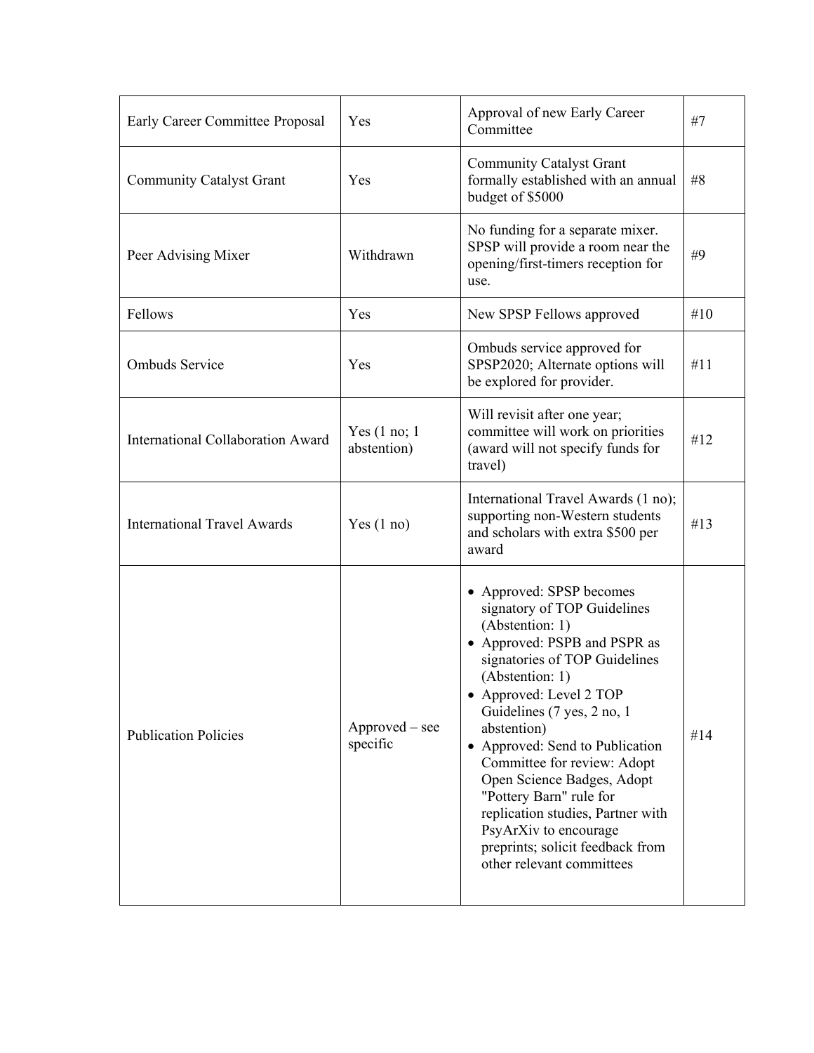| Early Career Committee Proposal | Yes | Approval of new Early Career Committee | #7 |
|---|---|---|---|
| Community Catalyst Grant | Yes | Community Catalyst Grant formally established with an annual budget of $5000 | #8 |
| Peer Advising Mixer | Withdrawn | No funding for a separate mixer. SPSP will provide a room near the opening/first-timers reception for use. | #9 |
| Fellows | Yes | New SPSP Fellows approved | #10 |
| Ombuds Service | Yes | Ombuds service approved for SPSP2020; Alternate options will be explored for provider. | #11 |
| International Collaboration Award | Yes (1 no; 1 abstention) | Will revisit after one year; committee will work on priorities (award will not specify funds for travel) | #12 |
| International Travel Awards | Yes (1 no) | International Travel Awards (1 no); supporting non-Western students and scholars with extra $500 per award | #13 |
| Publication Policies | Approved – see specific | • Approved: SPSP becomes signatory of TOP Guidelines (Abstention: 1)<br>• Approved: PSPB and PSPR as signatories of TOP Guidelines (Abstention: 1)<br>• Approved: Level 2 TOP Guidelines (7 yes, 2 no, 1 abstention)<br>• Approved: Send to Publication Committee for review: Adopt Open Science Badges, Adopt "Pottery Barn" rule for replication studies, Partner with PsyArXiv to encourage preprints; solicit feedback from other relevant committees | #14 |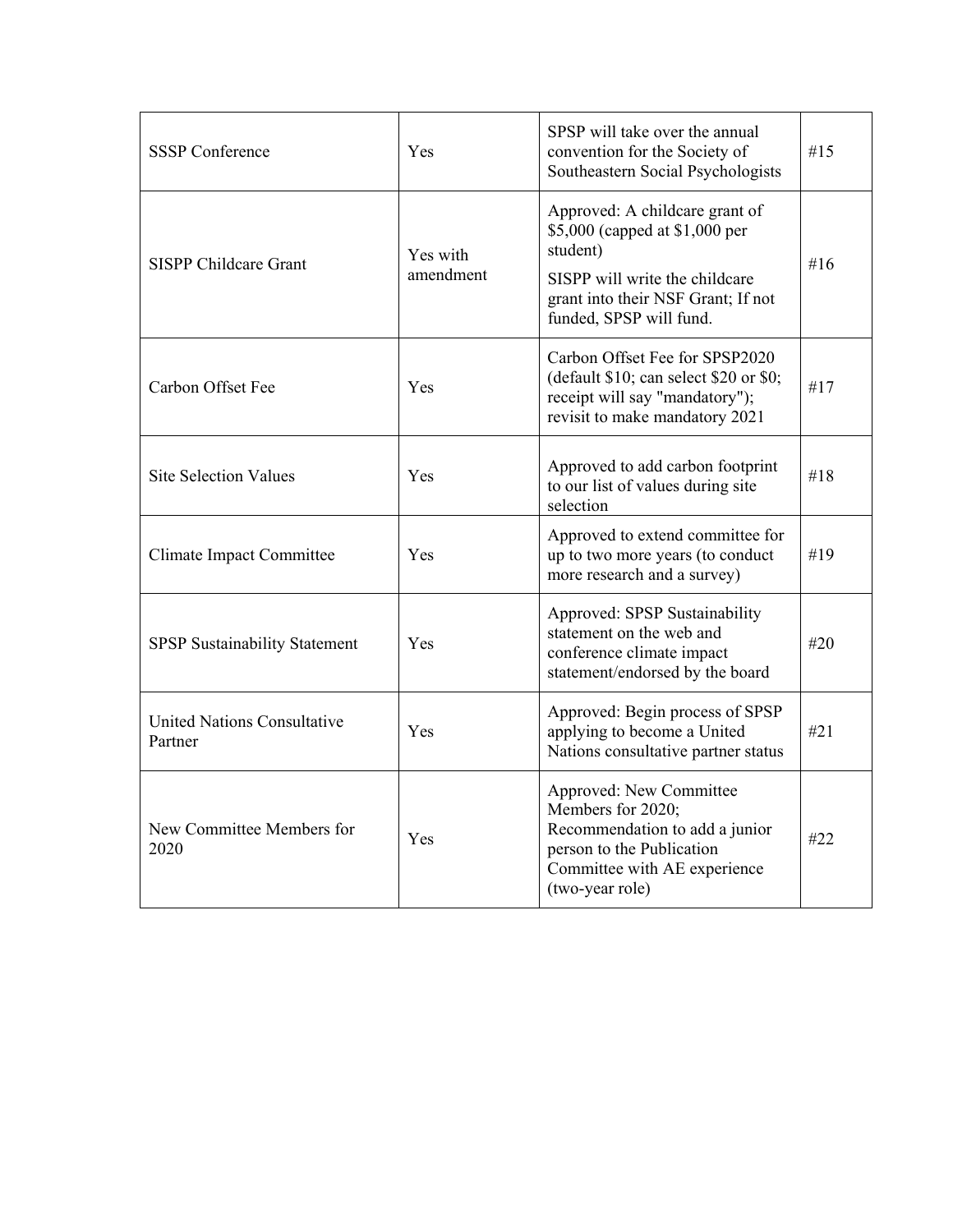| | | | |
|---|---|---|---|
| SSSP Conference | Yes | SPSP will take over the annual convention for the Society of Southeastern Social Psychologists | #15 |
| SISPP Childcare Grant | Yes with amendment | Approved: A childcare grant of $5,000 (capped at $1,000 per student)<br><br>SISPP will write the childcare grant into their NSF Grant; If not funded, SPSP will fund. | #16 |
| Carbon Offset Fee | Yes | Carbon Offset Fee for SPSP2020 (default $10; can select $20 or $0; receipt will say "mandatory"); revisit to make mandatory 2021 | #17 |
| Site Selection Values | Yes | Approved to add carbon footprint to our list of values during site selection | #18 |
| Climate Impact Committee | Yes | Approved to extend committee for up to two more years (to conduct more research and a survey) | #19 |
| SPSP Sustainability Statement | Yes | Approved: SPSP Sustainability statement on the web and conference climate impact statement/endorsed by the board | #20 |
| United Nations Consultative Partner | Yes | Approved: Begin process of SPSP applying to become a United Nations consultative partner status | #21 |
| New Committee Members for 2020 | Yes | Approved: New Committee Members for 2020; Recommendation to add a junior person to the Publication Committee with AE experience (two-year role) | #22 |